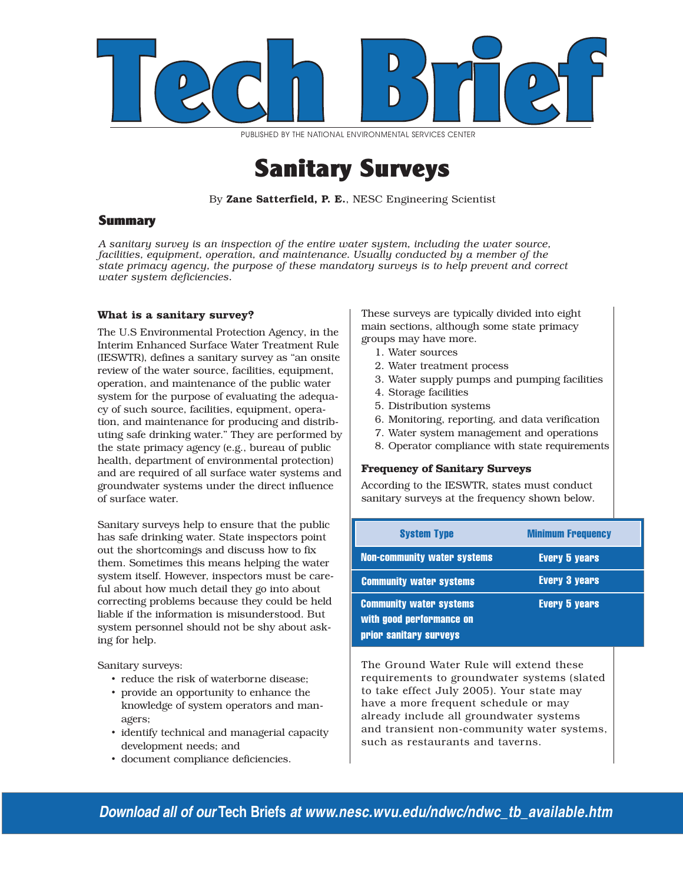# Tech Brief

PUBLISHED BY THE NATIONAL ENVIRONMENTAL SERVICES CENTER

# Sanitary Surveys

By **Zane Satterfield, P. E.**, NESC Engineering Scientist

## Summary

*A sanitary survey is an inspection of the entire water system, including the water source, facilities, equipment, operation, and maintenance. Usually conducted by a member of the state primacy agency, the purpose of these mandatory surveys is to help prevent and correct water system deficiencies.*

### What is a sanitary survey?

The U.S Environmental Protection Agency, in the Interim Enhanced Surface Water Treatment Rule (IESWTR), defines a sanitary survey as "an onsite review of the water source, facilities, equipment, operation, and maintenance of the public water system for the purpose of evaluating the adequacy of such source, facilities, equipment, operation, and maintenance for producing and distributing safe drinking water." They are performed by the state primacy agency (e.g., bureau of public health, department of environmental protection) and are required of all surface water systems and groundwater systems under the direct influence of surface water.

Sanitary surveys help to ensure that the public has safe drinking water. State inspectors point out the shortcomings and discuss how to fix them. Sometimes this means helping the water system itself. However, inspectors must be careful about how much detail they go into about correcting problems because they could be held liable if the information is misunderstood. But system personnel should not be shy about asking for help.

Sanitary surveys:

- reduce the risk of waterborne disease;
- provide an opportunity to enhance the knowledge of system operators and managers;
- identify technical and managerial capacity development needs; and
- document compliance deficiencies.

These surveys are typically divided into eight main sections, although some state primacy groups may have more.

1. Water sources
2. Water treatment process
3. Water supply pumps and pumping facilities
4. Storage facilities
5. Distribution systems
6. Monitoring, reporting, and data verification
7. Water system management and operations
8. Operator compliance with state requirements

### Frequency of Sanitary Surveys

According to the IESWTR, states must conduct sanitary surveys at the frequency shown below.

| System Type | Minimum Frequency |
|---|---|
| Non-community water systems | Every 5 years |
| Community water systems | Every 3 years |
| Community water systems with good performance on prior sanitary surveys | Every 5 years |

The Ground Water Rule will extend these requirements to groundwater systems (slated to take effect July 2005). Your state may have a more frequent schedule or may already include all groundwater systems and transient non-community water systems, such as restaurants and taverns.

*Download all of our* Tech Briefs *at www.nesc.wvu.edu/ndwc/ndwc_tb_available.htm*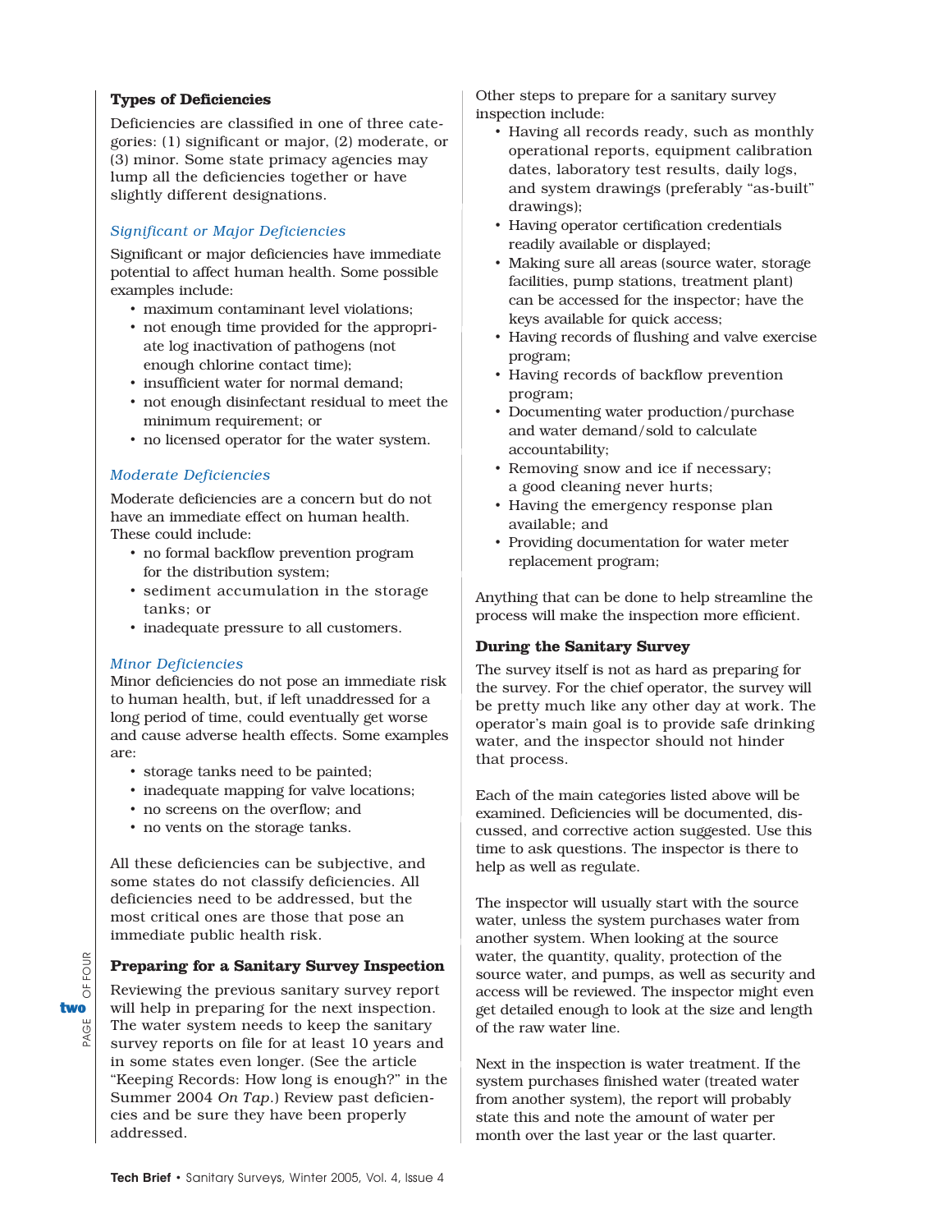## Types of Deficiencies

Deficiencies are classified in one of three categories: (1) significant or major, (2) moderate, or (3) minor. Some state primacy agencies may lump all the deficiencies together or have slightly different designations.

### *Significant or Major Deficiencies*

Significant or major deficiencies have immediate potential to affect human health. Some possible examples include:

- maximum contaminant level violations;
- not enough time provided for the appropriate log inactivation of pathogens (not enough chlorine contact time);
- insufficient water for normal demand;
- not enough disinfectant residual to meet the minimum requirement; or
- no licensed operator for the water system.

### *Moderate Deficiencies*

Moderate deficiencies are a concern but do not have an immediate effect on human health. These could include:

- no formal backflow prevention program for the distribution system;
- sediment accumulation in the storage tanks; or
- inadequate pressure to all customers.

### *Minor Deficiencies*

Minor deficiencies do not pose an immediate risk to human health, but, if left unaddressed for a long period of time, could eventually get worse and cause adverse health effects. Some examples are:

- storage tanks need to be painted;
- inadequate mapping for valve locations;
- no screens on the overflow; and
- no vents on the storage tanks.

All these deficiencies can be subjective, and some states do not classify deficiencies. All deficiencies need to be addressed, but the most critical ones are those that pose an immediate public health risk.

## Preparing for a Sanitary Survey Inspection

Reviewing the previous sanitary survey report will help in preparing for the next inspection. The water system needs to keep the sanitary survey reports on file for at least 10 years and in some states even longer. (See the article "Keeping Records: How long is enough?" in the Summer 2004 *On Tap*.) Review past deficiencies and be sure they have been properly addressed.

Other steps to prepare for a sanitary survey inspection include:

- Having all records ready, such as monthly operational reports, equipment calibration dates, laboratory test results, daily logs, and system drawings (preferably "as-built" drawings);
- Having operator certification credentials readily available or displayed;
- Making sure all areas (source water, storage facilities, pump stations, treatment plant) can be accessed for the inspector; have the keys available for quick access;
- Having records of flushing and valve exercise program;
- Having records of backflow prevention program;
- Documenting water production/purchase and water demand/sold to calculate accountability;
- Removing snow and ice if necessary; a good cleaning never hurts;
- Having the emergency response plan available; and
- Providing documentation for water meter replacement program;

Anything that can be done to help streamline the process will make the inspection more efficient.

## During the Sanitary Survey

The survey itself is not as hard as preparing for the survey. For the chief operator, the survey will be pretty much like any other day at work. The operator's main goal is to provide safe drinking water, and the inspector should not hinder that process.

Each of the main categories listed above will be examined. Deficiencies will be documented, discussed, and corrective action suggested. Use this time to ask questions. The inspector is there to help as well as regulate.

The inspector will usually start with the source water, unless the system purchases water from another system. When looking at the source water, the quantity, quality, protection of the source water, and pumps, as well as security and access will be reviewed. The inspector might even get detailed enough to look at the size and length of the raw water line.

Next in the inspection is water treatment. If the system purchases finished water (treated water from another system), the report will probably state this and note the amount of water per month over the last year or the last quarter.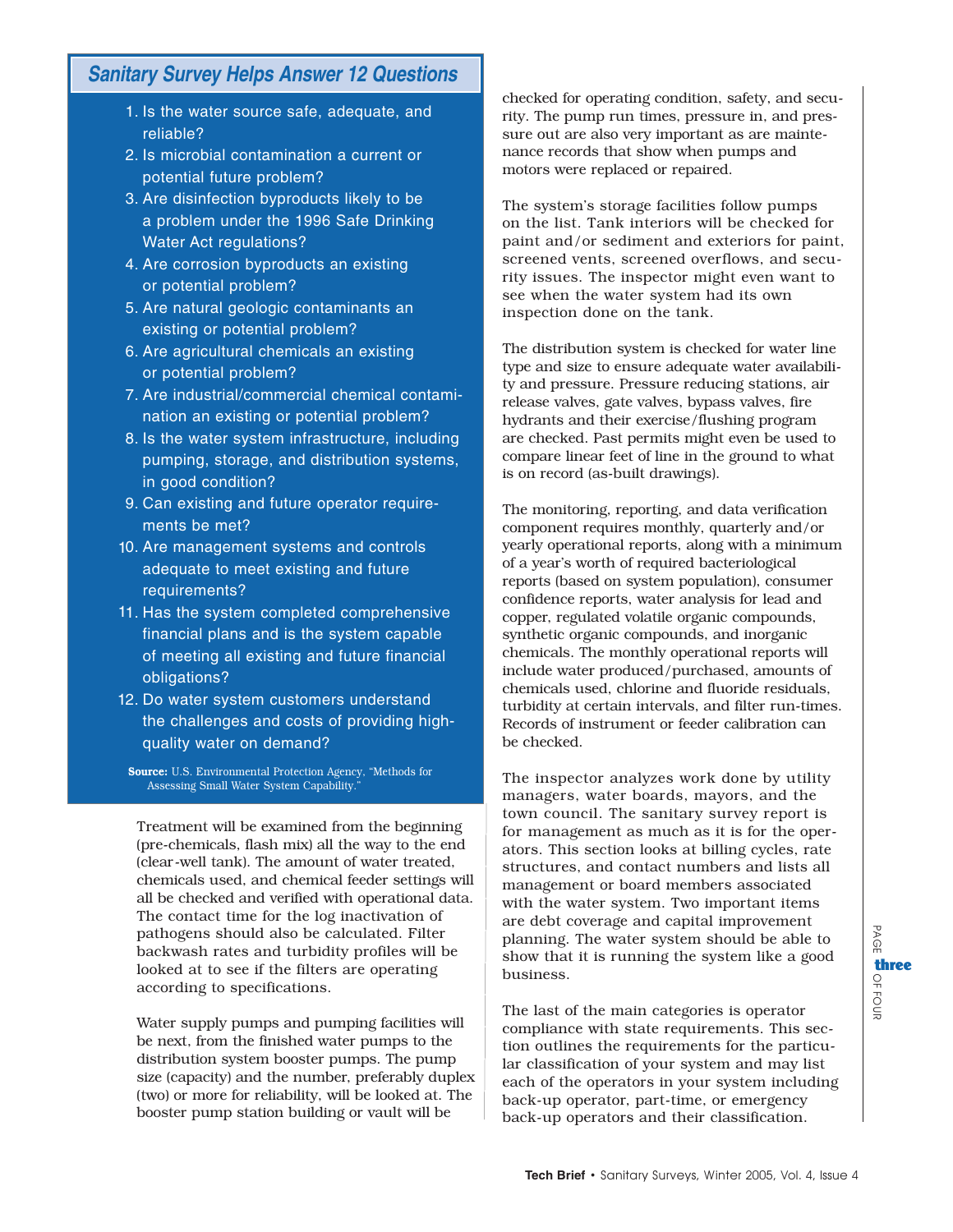## Sanitary Survey Helps Answer 12 Questions

1. Is the water source safe, adequate, and reliable?
2. Is microbial contamination a current or potential future problem?
3. Are disinfection byproducts likely to be a problem under the 1996 Safe Drinking Water Act regulations?
4. Are corrosion byproducts an existing or potential problem?
5. Are natural geologic contaminants an existing or potential problem?
6. Are agricultural chemicals an existing or potential problem?
7. Are industrial/commercial chemical contamination an existing or potential problem?
8. Is the water system infrastructure, including pumping, storage, and distribution systems, in good condition?
9. Can existing and future operator requirements be met?
10. Are management systems and controls adequate to meet existing and future requirements?
11. Has the system completed comprehensive financial plans and is the system capable of meeting all existing and future financial obligations?
12. Do water system customers understand the challenges and costs of providing high-quality water on demand?

**Source:** U.S. Environmental Protection Agency, "Methods for Assessing Small Water System Capability."

Treatment will be examined from the beginning (pre-chemicals, flash mix) all the way to the end (clear-well tank). The amount of water treated, chemicals used, and chemical feeder settings will all be checked and verified with operational data. The contact time for the log inactivation of pathogens should also be calculated. Filter backwash rates and turbidity profiles will be looked at to see if the filters are operating according to specifications.

Water supply pumps and pumping facilities will be next, from the finished water pumps to the distribution system booster pumps. The pump size (capacity) and the number, preferably duplex (two) or more for reliability, will be looked at. The booster pump station building or vault will be checked for operating condition, safety, and security. The pump run times, pressure in, and pressure out are also very important as are maintenance records that show when pumps and motors were replaced or repaired.

The system's storage facilities follow pumps on the list. Tank interiors will be checked for paint and/or sediment and exteriors for paint, screened vents, screened overflows, and security issues. The inspector might even want to see when the water system had its own inspection done on the tank.

The distribution system is checked for water line type and size to ensure adequate water availability and pressure. Pressure reducing stations, air release valves, gate valves, bypass valves, fire hydrants and their exercise/flushing program are checked. Past permits might even be used to compare linear feet of line in the ground to what is on record (as-built drawings).

The monitoring, reporting, and data verification component requires monthly, quarterly and/or yearly operational reports, along with a minimum of a year's worth of required bacteriological reports (based on system population), consumer confidence reports, water analysis for lead and copper, regulated volatile organic compounds, synthetic organic compounds, and inorganic chemicals. The monthly operational reports will include water produced/purchased, amounts of chemicals used, chlorine and fluoride residuals, turbidity at certain intervals, and filter run-times. Records of instrument or feeder calibration can be checked.

The inspector analyzes work done by utility managers, water boards, mayors, and the town council. The sanitary survey report is for management as much as it is for the operators. This section looks at billing cycles, rate structures, and contact numbers and lists all management or board members associated with the water system. Two important items are debt coverage and capital improvement planning. The water system should be able to show that it is running the system like a good business.

The last of the main categories is operator compliance with state requirements. This section outlines the requirements for the particular classification of your system and may list each of the operators in your system including back-up operator, part-time, or emergency back-up operators and their classification.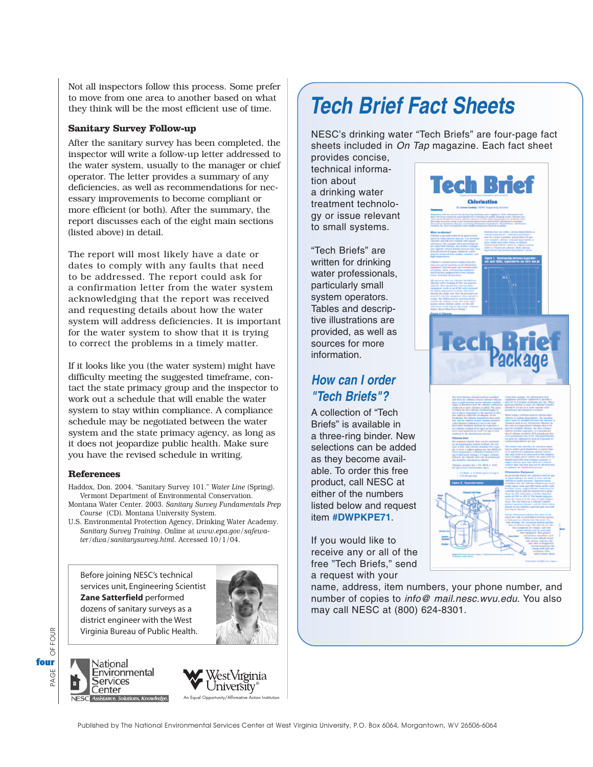Not all inspectors follow this process. Some prefer to move from one area to another based on what they think will be the most efficient use of time.

### Sanitary Survey Follow-up

After the sanitary survey has been completed, the inspector will write a follow-up letter addressed to the water system, usually to the manager or chief operator. The letter provides a summary of any deficiencies, as well as recommendations for necessary improvements to become compliant or more efficient (or both). After the summary, the report discusses each of the eight main sections (listed above) in detail.

The report will most likely have a date or dates to comply with any faults that need to be addressed. The report could ask for a confirmation letter from the water system acknowledging that the report was received and requesting details about how the water system will address deficiencies. It is important for the water system to show that it is trying to correct the problems in a timely matter.

If it looks like you (the water system) might have difficulty meeting the suggested timeframe, contact the state primacy group and the inspector to work out a schedule that will enable the water system to stay within compliance. A compliance schedule may be negotiated between the water system and the state primacy agency, as long as it does not jeopardize public health. Make sure you have the revised schedule in writing.

### References

Haddox, Don. 2004. "Sanitary Survey 101." *Water Line* (Spring). Vermont Department of Environmental Conservation.

Montana Water Center. 2003. *Sanitary Survey Fundamentals Prep Course* (CD). Montana University System.

U.S. Environmental Protection Agency, Drinking Water Academy. *Sanitary Survey Training*. Online at *www.epa.gov/safewater/dwa/sanitarysurvey.html*. Accessed 10/1/04.

Before joining NESC's technical services unit, Engineering Scientist **Zane Satterfield** performed dozens of sanitary surveys as a district engineer with the West Virginia Bureau of Public Health.

National Environmental Services Center
NESC Assistance. Solutions. Knowledge.

West Virginia University
An Equal Opportunity/Affirmative Action Institution

## Tech Brief Fact Sheets

NESC's drinking water "Tech Briefs" are four-page fact sheets included in *On Tap* magazine. Each fact sheet provides concise, technical information about a drinking water treatment technology or issue relevant to small systems.

"Tech Briefs" are written for drinking water professionals, particularly small system operators. Tables and descriptive illustrations are provided, as well as sources for more information.

### How can I order "Tech Briefs"?

A collection of "Tech Briefs" is available in a three-ring binder. New selections can be added as they become available. To order this free product, call NESC at either of the numbers listed below and request item **#DWPKPE71**.

If you would like to receive any or all of the free "Tech Briefs," send a request with your name, address, item numbers, your phone number, and number of copies to *info@ mail.nesc.wvu.edu*. You also may call NESC at (800) 624-8301.

Published by The National Environmental Services Center at West Virginia University, P.O. Box 6064, Morgantown, WV 26506-6064